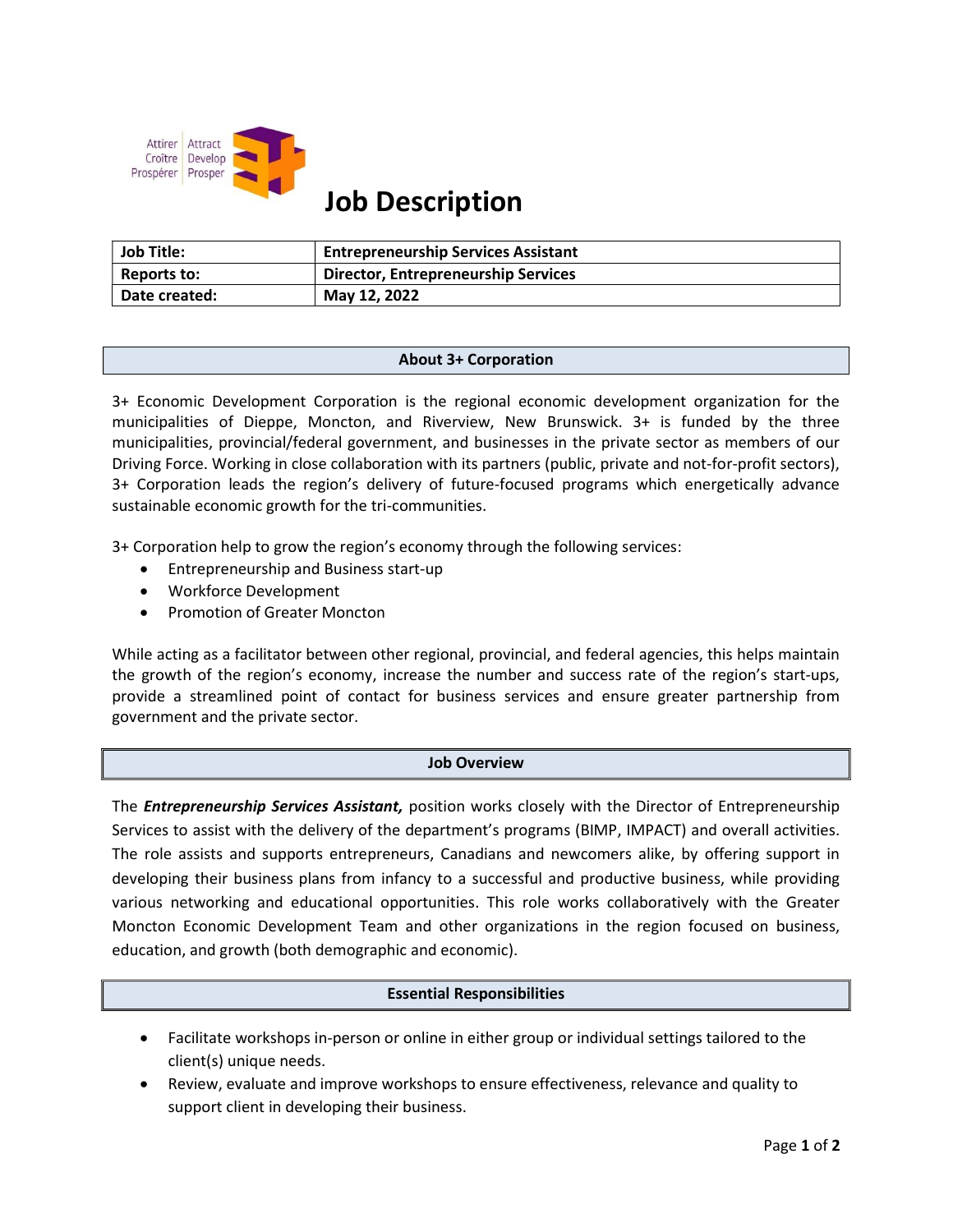Attirer | Attract
Croître | Develop
Prospérer | Prosper

# Job Description

| Job Title: | Entrepreneurship Services Assistant |
|---|---|
| Reports to: | Director, Entrepreneurship Services |
| Date created: | May 12, 2022 |

## About 3+ Corporation

3+ Economic Development Corporation is the regional economic development organization for the municipalities of Dieppe, Moncton, and Riverview, New Brunswick. 3+ is funded by the three municipalities, provincial/federal government, and businesses in the private sector as members of our Driving Force. Working in close collaboration with its partners (public, private and not-for-profit sectors), 3+ Corporation leads the region's delivery of future-focused programs which energetically advance sustainable economic growth for the tri-communities.

3+ Corporation help to grow the region's economy through the following services:

- Entrepreneurship and Business start-up
- Workforce Development
- Promotion of Greater Moncton

While acting as a facilitator between other regional, provincial, and federal agencies, this helps maintain the growth of the region's economy, increase the number and success rate of the region's start-ups, provide a streamlined point of contact for business services and ensure greater partnership from government and the private sector.

## Job Overview

The ***Entrepreneurship Services Assistant,*** position works closely with the Director of Entrepreneurship Services to assist with the delivery of the department's programs (BIMP, IMPACT) and overall activities. The role assists and supports entrepreneurs, Canadians and newcomers alike, by offering support in developing their business plans from infancy to a successful and productive business, while providing various networking and educational opportunities. This role works collaboratively with the Greater Moncton Economic Development Team and other organizations in the region focused on business, education, and growth (both demographic and economic).

## Essential Responsibilities

- Facilitate workshops in-person or online in either group or individual settings tailored to the client(s) unique needs.
- Review, evaluate and improve workshops to ensure effectiveness, relevance and quality to support client in developing their business.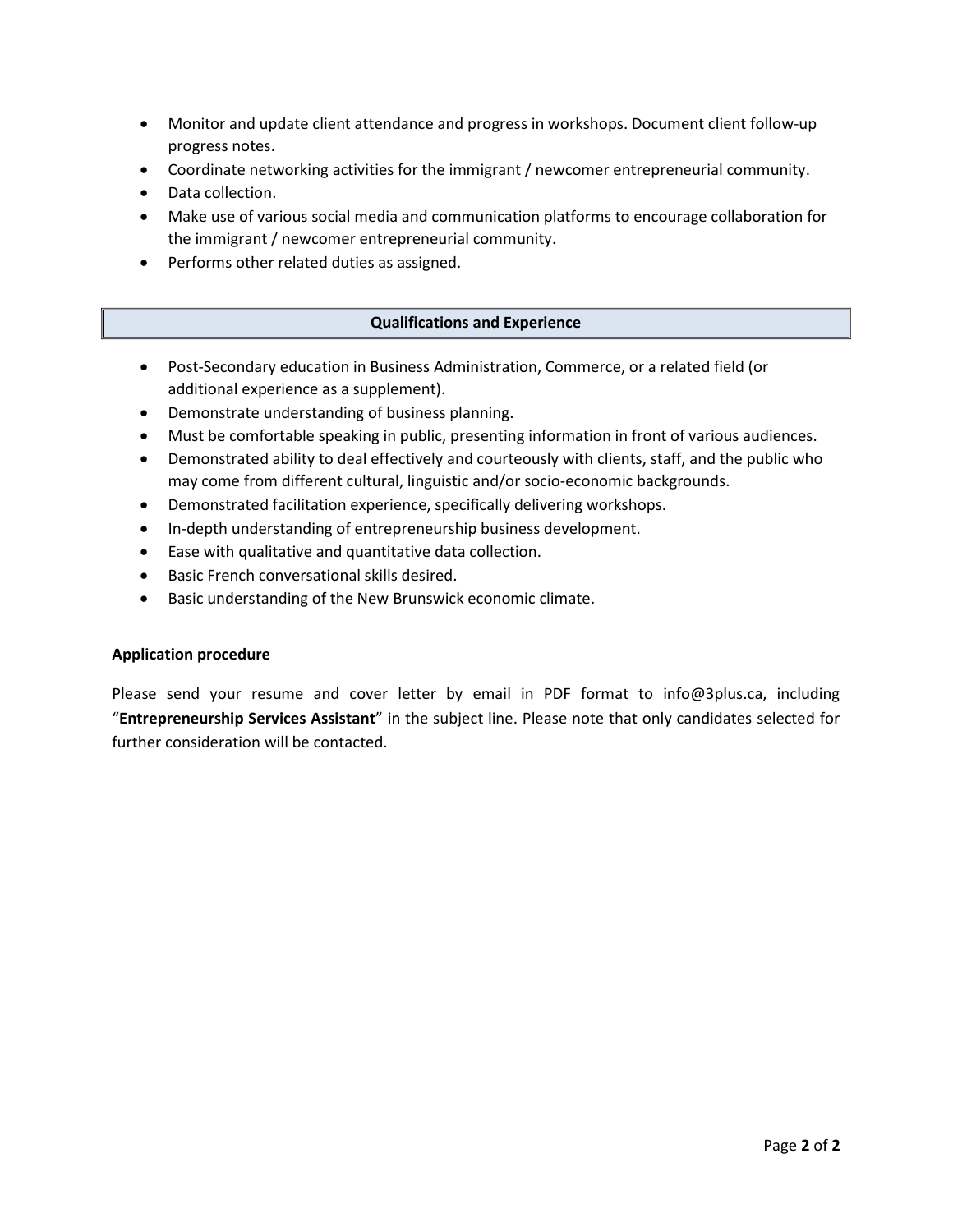- Monitor and update client attendance and progress in workshops. Document client follow-up progress notes.
- Coordinate networking activities for the immigrant / newcomer entrepreneurial community.
- Data collection.
- Make use of various social media and communication platforms to encourage collaboration for the immigrant / newcomer entrepreneurial community.
- Performs other related duties as assigned.

## Qualifications and Experience

- Post-Secondary education in Business Administration, Commerce, or a related field (or additional experience as a supplement).
- Demonstrate understanding of business planning.
- Must be comfortable speaking in public, presenting information in front of various audiences.
- Demonstrated ability to deal effectively and courteously with clients, staff, and the public who may come from different cultural, linguistic and/or socio-economic backgrounds.
- Demonstrated facilitation experience, specifically delivering workshops.
- In-depth understanding of entrepreneurship business development.
- Ease with qualitative and quantitative data collection.
- Basic French conversational skills desired.
- Basic understanding of the New Brunswick economic climate.

**Application procedure**

Please send your resume and cover letter by email in PDF format to info@3plus.ca, including "**Entrepreneurship Services Assistant**" in the subject line. Please note that only candidates selected for further consideration will be contacted.